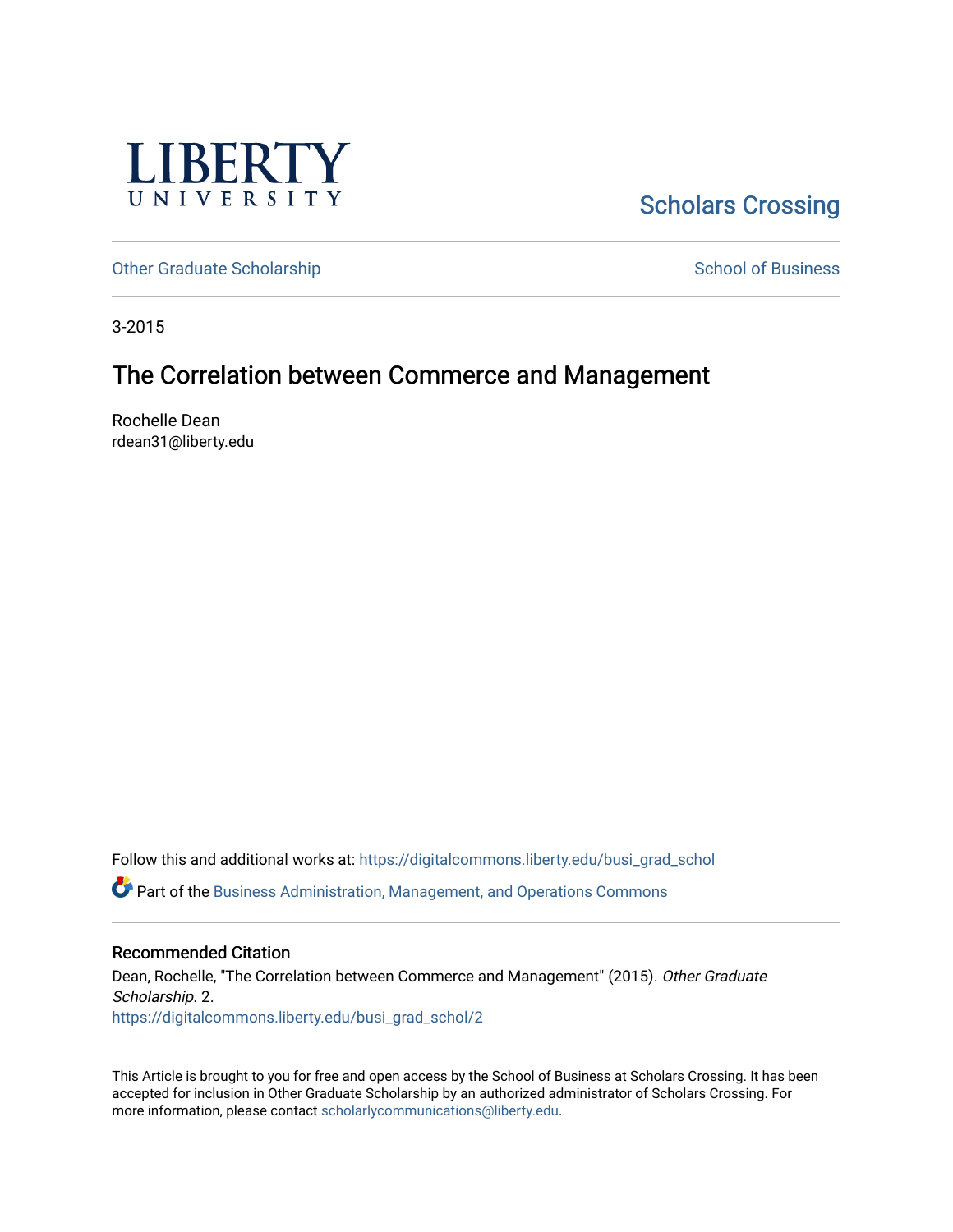LIBERTY UNIVERSITY

Scholars Crossing

Other Graduate Scholarship

School of Business

3-2015

# The Correlation between Commerce and Management

Rochelle Dean
rdean31@liberty.edu

Follow this and additional works at: https://digitalcommons.liberty.edu/busi_grad_schol

Part of the Business Administration, Management, and Operations Commons

## Recommended Citation

Dean, Rochelle, "The Correlation between Commerce and Management" (2015). *Other Graduate Scholarship*. 2.
https://digitalcommons.liberty.edu/busi_grad_schol/2

This Article is brought to you for free and open access by the School of Business at Scholars Crossing. It has been accepted for inclusion in Other Graduate Scholarship by an authorized administrator of Scholars Crossing. For more information, please contact scholarlycommunications@liberty.edu.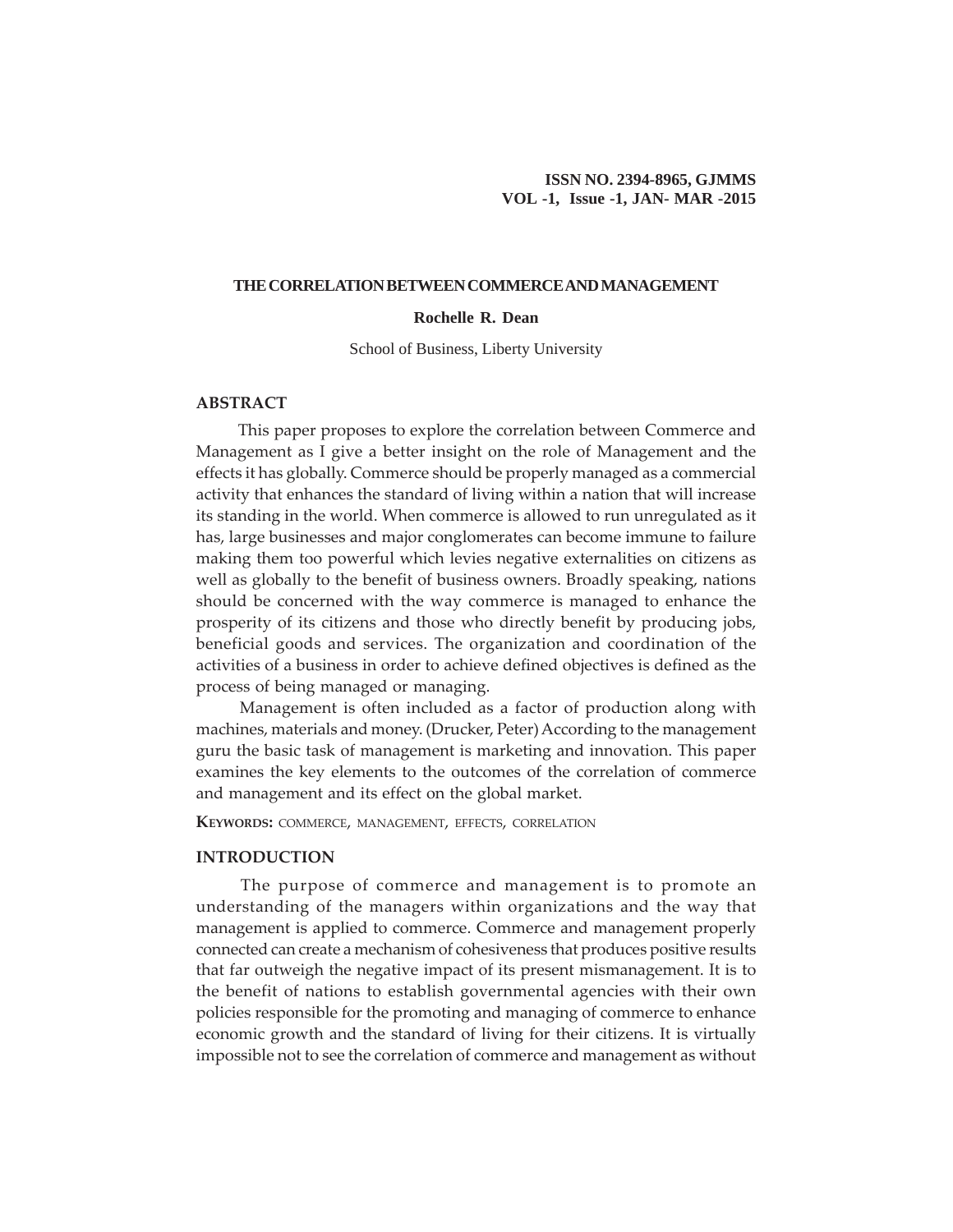# THE CORRELATION BETWEEN COMMERCE AND MANAGEMENT

**Rochelle R. Dean**

School of Business, Liberty University

## ABSTRACT

This paper proposes to explore the correlation between Commerce and Management as I give a better insight on the role of Management and the effects it has globally. Commerce should be properly managed as a commercial activity that enhances the standard of living within a nation that will increase its standing in the world. When commerce is allowed to run unregulated as it has, large businesses and major conglomerates can become immune to failure making them too powerful which levies negative externalities on citizens as well as globally to the benefit of business owners. Broadly speaking, nations should be concerned with the way commerce is managed to enhance the prosperity of its citizens and those who directly benefit by producing jobs, beneficial goods and services. The organization and coordination of the activities of a business in order to achieve defined objectives is defined as the process of being managed or managing.

Management is often included as a factor of production along with machines, materials and money. (Drucker, Peter) According to the management guru the basic task of management is marketing and innovation. This paper examines the key elements to the outcomes of the correlation of commerce and management and its effect on the global market.

**Keywords:** commerce, management, effects, correlation

## INTRODUCTION

The purpose of commerce and management is to promote an understanding of the managers within organizations and the way that management is applied to commerce. Commerce and management properly connected can create a mechanism of cohesiveness that produces positive results that far outweigh the negative impact of its present mismanagement. It is to the benefit of nations to establish governmental agencies with their own policies responsible for the promoting and managing of commerce to enhance economic growth and the standard of living for their citizens. It is virtually impossible not to see the correlation of commerce and management as without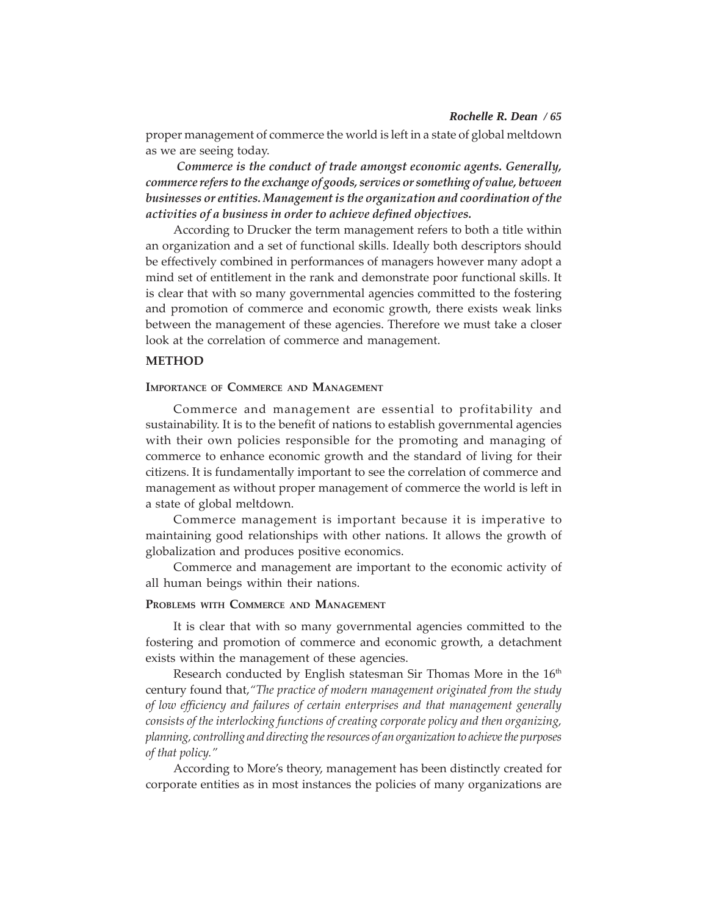proper management of commerce the world is left in a state of global meltdown as we are seeing today.

***Commerce is the conduct of trade amongst economic agents. Generally, commerce refers to the exchange of goods, services or something of value, between businesses or entities. Management is the organization and coordination of the activities of a business in order to achieve defined objectives.***

According to Drucker the term management refers to both a title within an organization and a set of functional skills. Ideally both descriptors should be effectively combined in performances of managers however many adopt a mind set of entitlement in the rank and demonstrate poor functional skills. It is clear that with so many governmental agencies committed to the fostering and promotion of commerce and economic growth, there exists weak links between the management of these agencies. Therefore we must take a closer look at the correlation of commerce and management.

## METHOD

### Importance of Commerce and Management

Commerce and management are essential to profitability and sustainability. It is to the benefit of nations to establish governmental agencies with their own policies responsible for the promoting and managing of commerce to enhance economic growth and the standard of living for their citizens. It is fundamentally important to see the correlation of commerce and management as without proper management of commerce the world is left in a state of global meltdown.

Commerce management is important because it is imperative to maintaining good relationships with other nations. It allows the growth of globalization and produces positive economics.

Commerce and management are important to the economic activity of all human beings within their nations.

### Problems with Commerce and Management

It is clear that with so many governmental agencies committed to the fostering and promotion of commerce and economic growth, a detachment exists within the management of these agencies.

Research conducted by English statesman Sir Thomas More in the 16th century found that,*"The practice of modern management originated from the study of low efficiency and failures of certain enterprises and that management generally consists of the interlocking functions of creating corporate policy and then organizing, planning, controlling and directing the resources of an organization to achieve the purposes of that policy."*

According to More's theory, management has been distinctly created for corporate entities as in most instances the policies of many organizations are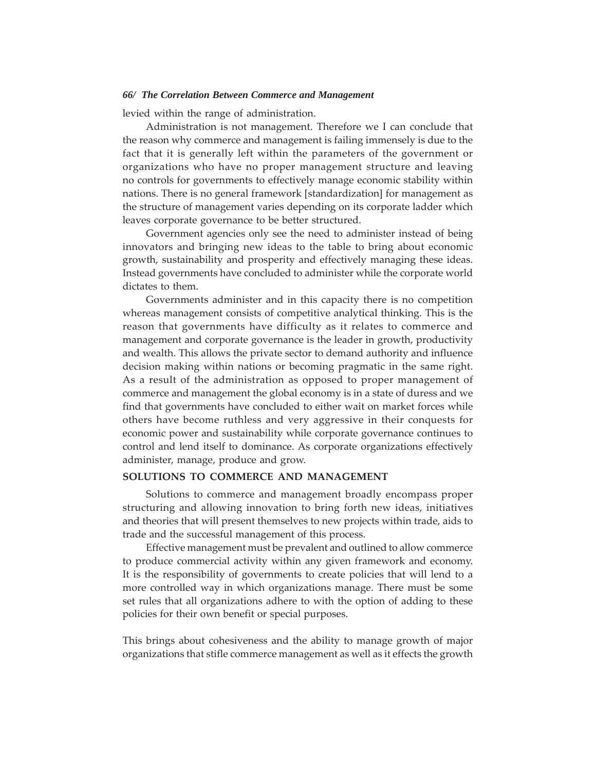levied within the range of administration.

Administration is not management. Therefore we I can conclude that the reason why commerce and management is failing immensely is due to the fact that it is generally left within the parameters of the government or organizations who have no proper management structure and leaving no controls for governments to effectively manage economic stability within nations. There is no general framework [standardization] for management as the structure of management varies depending on its corporate ladder which leaves corporate governance to be better structured.

Government agencies only see the need to administer instead of being innovators and bringing new ideas to the table to bring about economic growth, sustainability and prosperity and effectively managing these ideas. Instead governments have concluded to administer while the corporate world dictates to them.

Governments administer and in this capacity there is no competition whereas management consists of competitive analytical thinking. This is the reason that governments have difficulty as it relates to commerce and management and corporate governance is the leader in growth, productivity and wealth. This allows the private sector to demand authority and influence decision making within nations or becoming pragmatic in the same right. As a result of the administration as opposed to proper management of commerce and management the global economy is in a state of duress and we find that governments have concluded to either wait on market forces while others have become ruthless and very aggressive in their conquests for economic power and sustainability while corporate governance continues to control and lend itself to dominance. As corporate organizations effectively administer, manage, produce and grow.

## SOLUTIONS TO COMMERCE AND MANAGEMENT

Solutions to commerce and management broadly encompass proper structuring and allowing innovation to bring forth new ideas, initiatives and theories that will present themselves to new projects within trade, aids to trade and the successful management of this process.

Effective management must be prevalent and outlined to allow commerce to produce commercial activity within any given framework and economy. It is the responsibility of governments to create policies that will lend to a more controlled way in which organizations manage. There must be some set rules that all organizations adhere to with the option of adding to these policies for their own benefit or special purposes.

This brings about cohesiveness and the ability to manage growth of major organizations that stifle commerce management as well as it effects the growth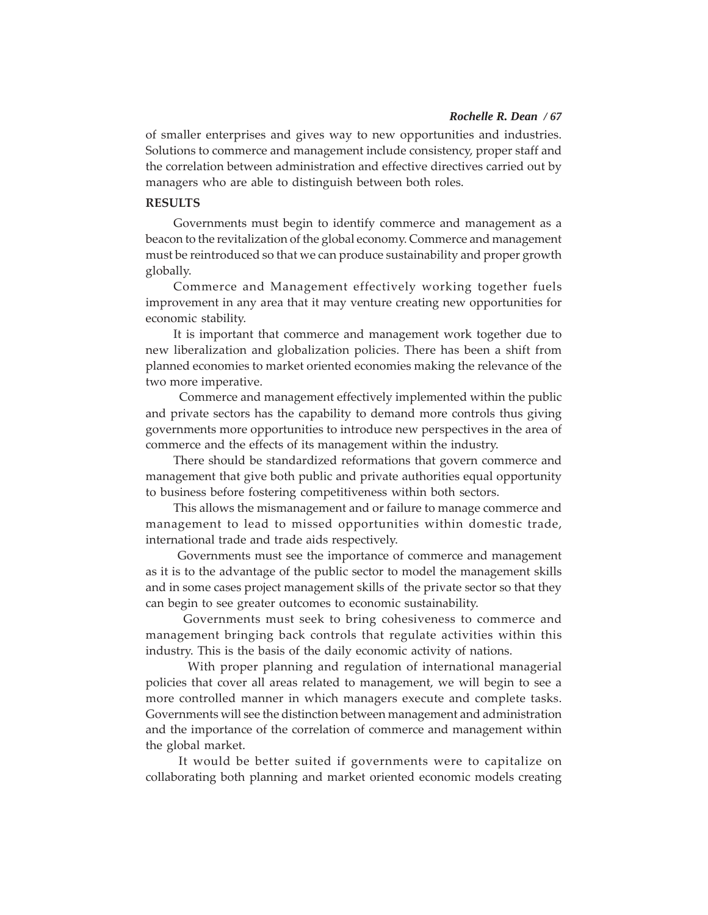of smaller enterprises and gives way to new opportunities and industries. Solutions to commerce and management include consistency, proper staff and the correlation between administration and effective directives carried out by managers who are able to distinguish between both roles.

## RESULTS

Governments must begin to identify commerce and management as a beacon to the revitalization of the global economy. Commerce and management must be reintroduced so that we can produce sustainability and proper growth globally.

Commerce and Management effectively working together fuels improvement in any area that it may venture creating new opportunities for economic stability.

It is important that commerce and management work together due to new liberalization and globalization policies. There has been a shift from planned economies to market oriented economies making the relevance of the two more imperative.

Commerce and management effectively implemented within the public and private sectors has the capability to demand more controls thus giving governments more opportunities to introduce new perspectives in the area of commerce and the effects of its management within the industry.

There should be standardized reformations that govern commerce and management that give both public and private authorities equal opportunity to business before fostering competitiveness within both sectors.

This allows the mismanagement and or failure to manage commerce and management to lead to missed opportunities within domestic trade, international trade and trade aids respectively.

Governments must see the importance of commerce and management as it is to the advantage of the public sector to model the management skills and in some cases project management skills of the private sector so that they can begin to see greater outcomes to economic sustainability.

Governments must seek to bring cohesiveness to commerce and management bringing back controls that regulate activities within this industry. This is the basis of the daily economic activity of nations.

With proper planning and regulation of international managerial policies that cover all areas related to management, we will begin to see a more controlled manner in which managers execute and complete tasks. Governments will see the distinction between management and administration and the importance of the correlation of commerce and management within the global market.

It would be better suited if governments were to capitalize on collaborating both planning and market oriented economic models creating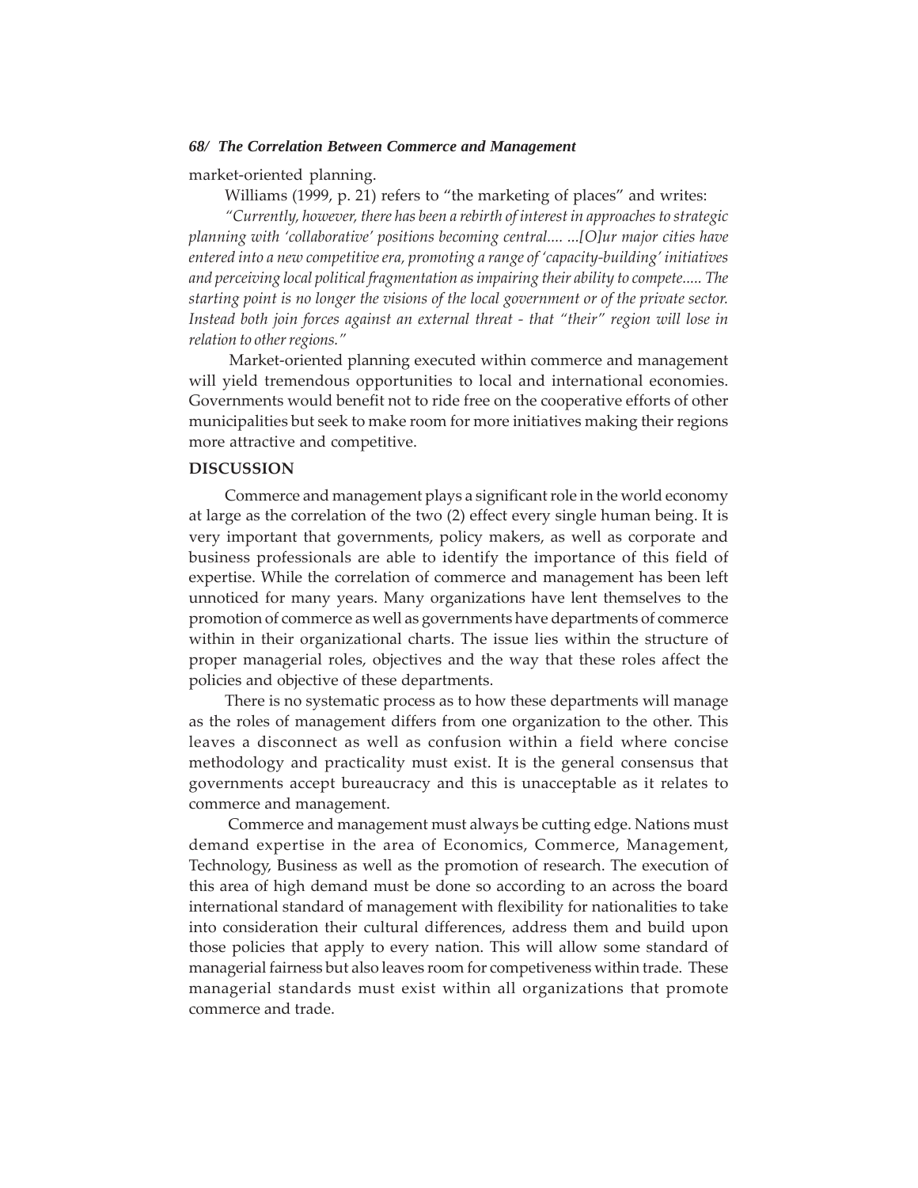market-oriented planning.

Williams (1999, p. 21) refers to "the marketing of places" and writes:

*"Currently, however, there has been a rebirth of interest in approaches to strategic planning with 'collaborative' positions becoming central.... ...[O]ur major cities have entered into a new competitive era, promoting a range of 'capacity-building' initiatives and perceiving local political fragmentation as impairing their ability to compete..... The starting point is no longer the visions of the local government or of the private sector. Instead both join forces against an external threat - that "their" region will lose in relation to other regions."*

Market-oriented planning executed within commerce and management will yield tremendous opportunities to local and international economies. Governments would benefit not to ride free on the cooperative efforts of other municipalities but seek to make room for more initiatives making their regions more attractive and competitive.

## DISCUSSION

Commerce and management plays a significant role in the world economy at large as the correlation of the two (2) effect every single human being. It is very important that governments, policy makers, as well as corporate and business professionals are able to identify the importance of this field of expertise. While the correlation of commerce and management has been left unnoticed for many years. Many organizations have lent themselves to the promotion of commerce as well as governments have departments of commerce within in their organizational charts. The issue lies within the structure of proper managerial roles, objectives and the way that these roles affect the policies and objective of these departments.

There is no systematic process as to how these departments will manage as the roles of management differs from one organization to the other. This leaves a disconnect as well as confusion within a field where concise methodology and practicality must exist. It is the general consensus that governments accept bureaucracy and this is unacceptable as it relates to commerce and management.

Commerce and management must always be cutting edge. Nations must demand expertise in the area of Economics, Commerce, Management, Technology, Business as well as the promotion of research. The execution of this area of high demand must be done so according to an across the board international standard of management with flexibility for nationalities to take into consideration their cultural differences, address them and build upon those policies that apply to every nation. This will allow some standard of managerial fairness but also leaves room for competiveness within trade. These managerial standards must exist within all organizations that promote commerce and trade.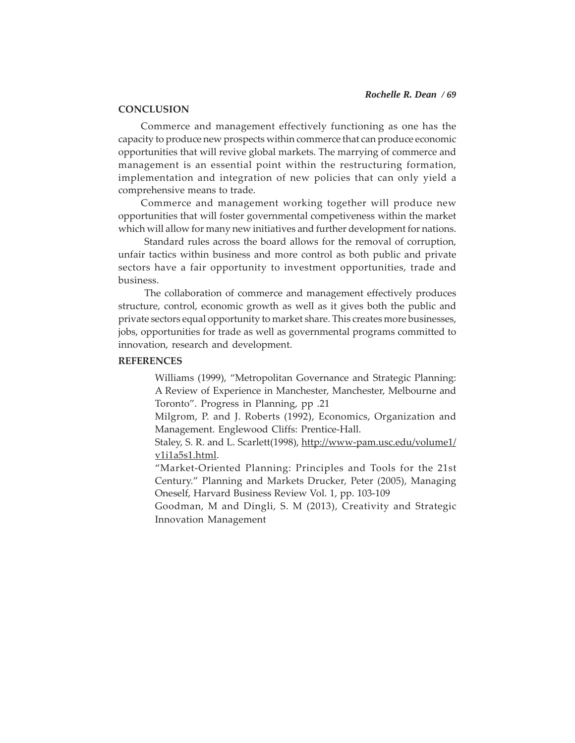## CONCLUSION

Commerce and management effectively functioning as one has the capacity to produce new prospects within commerce that can produce economic opportunities that will revive global markets. The marrying of commerce and management is an essential point within the restructuring formation, implementation and integration of new policies that can only yield a comprehensive means to trade.

Commerce and management working together will produce new opportunities that will foster governmental competiveness within the market which will allow for many new initiatives and further development for nations.

Standard rules across the board allows for the removal of corruption, unfair tactics within business and more control as both public and private sectors have a fair opportunity to investment opportunities, trade and business.

The collaboration of commerce and management effectively produces structure, control, economic growth as well as it gives both the public and private sectors equal opportunity to market share. This creates more businesses, jobs, opportunities for trade as well as governmental programs committed to innovation, research and development.

## REFERENCES

Williams (1999), "Metropolitan Governance and Strategic Planning: A Review of Experience in Manchester, Manchester, Melbourne and Toronto". Progress in Planning, pp .21

Milgrom, P. and J. Roberts (1992), Economics, Organization and Management. Englewood Cliffs: Prentice-Hall.

Staley, S. R. and L. Scarlett(1998), http://www-pam.usc.edu/volume1/v1i1a5s1.html.

"Market-Oriented Planning: Principles and Tools for the 21st Century." Planning and Markets Drucker, Peter (2005), Managing Oneself, Harvard Business Review Vol. 1, pp. 103-109

Goodman, M and Dingli, S. M (2013), Creativity and Strategic Innovation Management